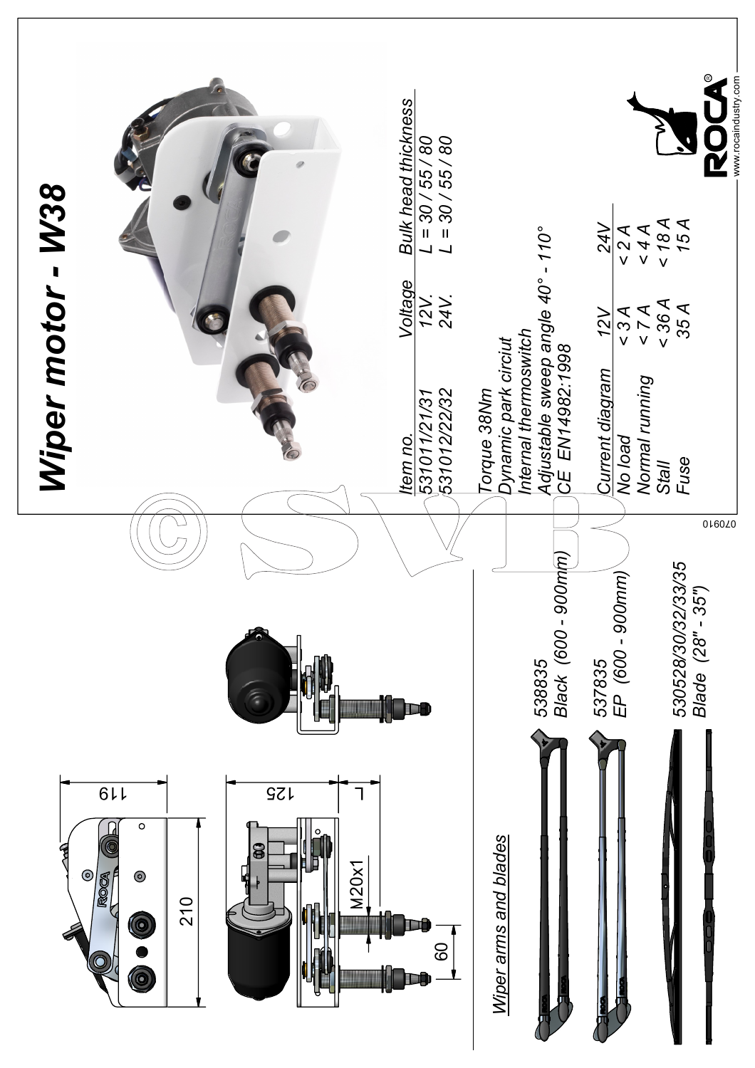# Wiper motor - W38

| Item no. | Voltage | Bulk head thickness |
| --- | --- | --- |
| 531011/21/31 | 12V. | L = 30 / 55 / 80 |
| 531012/22/32 | 24V. | L = 30 / 55 / 80 |

Torque 38Nm
Dynamic park circiut
Internal thermoswitch
Adjustable sweep angle 40° - 110°
CE EN14982:1998

| Current diagram | 12V | 24V |
| --- | --- | --- |
| No load | < 3 A | < 2 A |
| Normal running | < 7 A | < 4 A |
| Stall | < 36 A | < 18 A |
| Fuse | 35 A | 15 A |

ROCA®
www.rocaindustry.com

070910

119

210

125

L

M20x1

60

## Wiper arms and blades

538835
Black (600 - 900mm)

537835
EP (600 - 900mm)

530528/30/32/33/35
Blade (28" - 35")

© SVB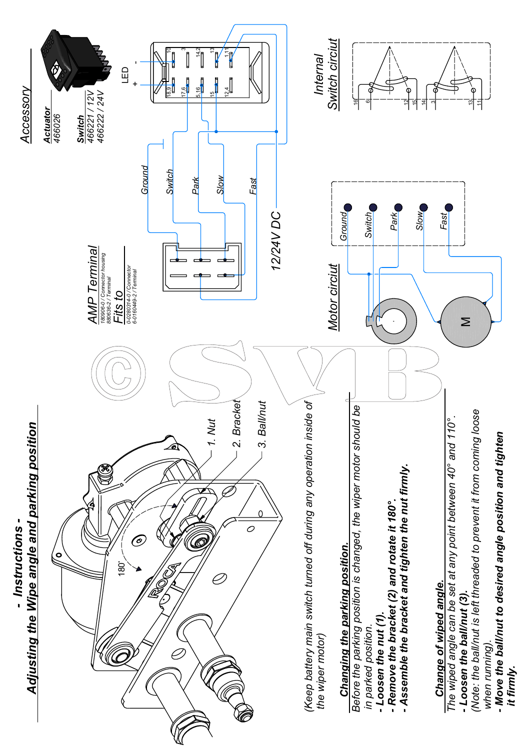# - Instructions -
## Adjusting the Wipe angle and parking position

1. Nut
2. Bracket
3. Ball/nut

180°

(Keep battery main switch turned off during any operation inside of the wiper motor)

**Changing the parking position.**

Before the parking position is changed, the wiper motor should be in parked position.

- **Loosen the nut (1).**
- **Remove the bracket (2) and rotate it 180°.**
- **Assemble the bracket and tighten the nut firmly.**

**Change of wiped angle.**

The wiped angle can be set at any point between 40° and 110°.

- **Loosen the ball/nut (3).**

(Note: the ball/nut is left threaded to prevent it from coming loose when running).

- **Move the ball/nut to desired angle position and tighten it firmly.**

## Accessory

**Actuator**
466026

**Switch**
466221 / 12V
466222 / 24V

LED
-
+

10, 3, 14,2, 13, 1,11
18,9, 17,6, 5,16, 15, 12,4

Ground
Switch
Park
Slow
Fast

12/24V DC

**AMP Terminal**
180906-0 / Connector housing
880636-2 / Terminal

**Fits to**
0-0280314-0 / Connector
6-0160449-2 / Terminal

**Internal Switch circuit**

16, 6, 12, 15, 14, 3, 13, 11

**Motor circuit**

Ground
Switch
Park
Slow
Fast

M